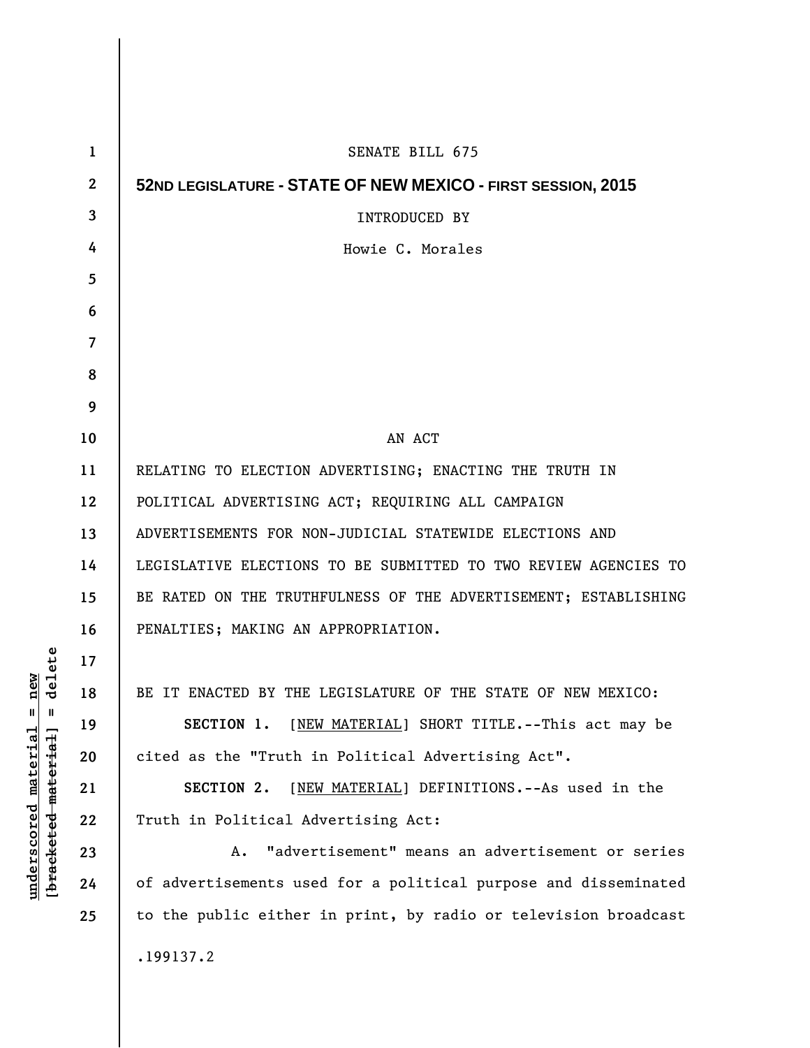SENATE BILL 675

**52ND LEGISLATURE - STATE OF NEW MEXICO - FIRST SESSION, 2015**

INTRODUCED BY

Howie C. Morales

AN ACT

RELATING TO ELECTION ADVERTISING; ENACTING THE TRUTH IN POLITICAL ADVERTISING ACT; REQUIRING ALL CAMPAIGN ADVERTISEMENTS FOR NON-JUDICIAL STATEWIDE ELECTIONS AND LEGISLATIVE ELECTIONS TO BE SUBMITTED TO TWO REVIEW AGENCIES TO BE RATED ON THE TRUTHFULNESS OF THE ADVERTISEMENT; ESTABLISHING PENALTIES; MAKING AN APPROPRIATION.

BE IT ENACTED BY THE LEGISLATURE OF THE STATE OF NEW MEXICO:

**SECTION 1.** [NEW MATERIAL] SHORT TITLE.--This act may be cited as the "Truth in Political Advertising Act".

**SECTION 2.** [NEW MATERIAL] DEFINITIONS.--As used in the Truth in Political Advertising Act:

A. "advertisement" means an advertisement or series of advertisements used for a political purpose and disseminated to the public either in print, by radio or television broadcast

.199137.2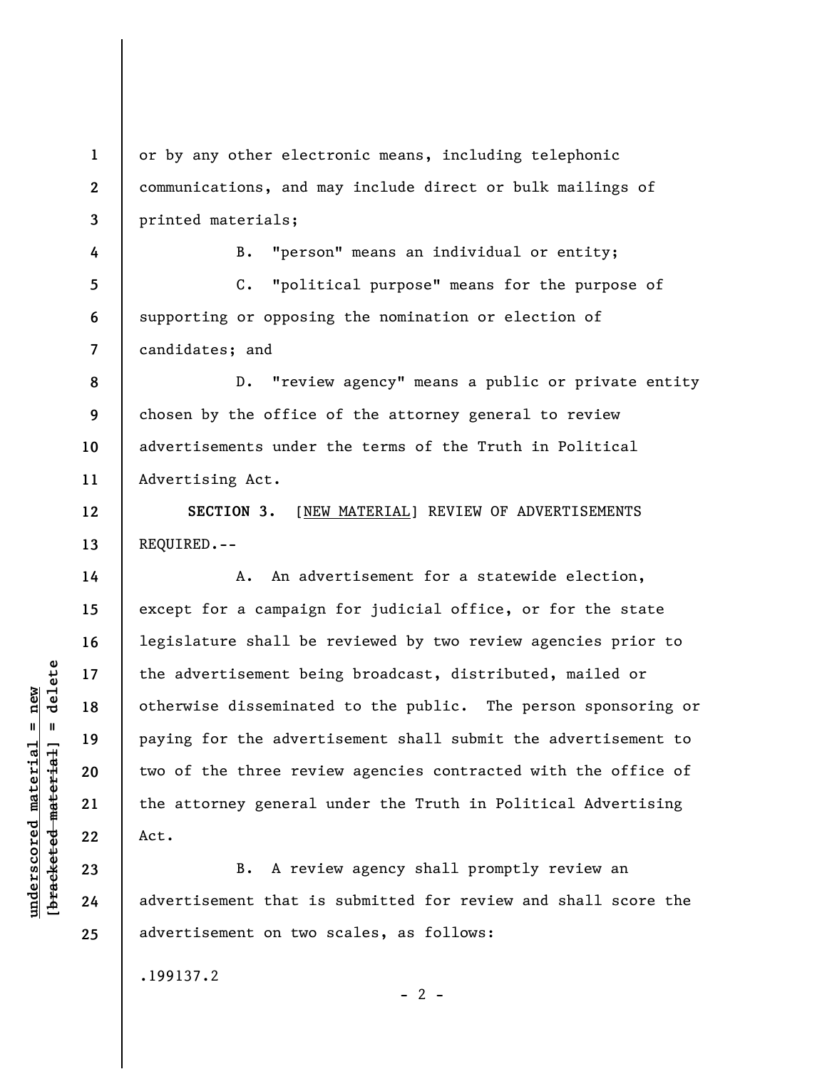or by any other electronic means, including telephonic communications, and may include direct or bulk mailings of printed materials;

B. "person" means an individual or entity;

C. "political purpose" means for the purpose of supporting or opposing the nomination or election of candidates; and

D. "review agency" means a public or private entity chosen by the office of the attorney general to review advertisements under the terms of the Truth in Political Advertising Act.

**SECTION 3.** [NEW MATERIAL] REVIEW OF ADVERTISEMENTS REQUIRED.--

A. An advertisement for a statewide election, except for a campaign for judicial office, or for the state legislature shall be reviewed by two review agencies prior to the advertisement being broadcast, distributed, mailed or otherwise disseminated to the public. The person sponsoring or paying for the advertisement shall submit the advertisement to two of the three review agencies contracted with the office of the attorney general under the Truth in Political Advertising Act.

B. A review agency shall promptly review an advertisement that is submitted for review and shall score the advertisement on two scales, as follows: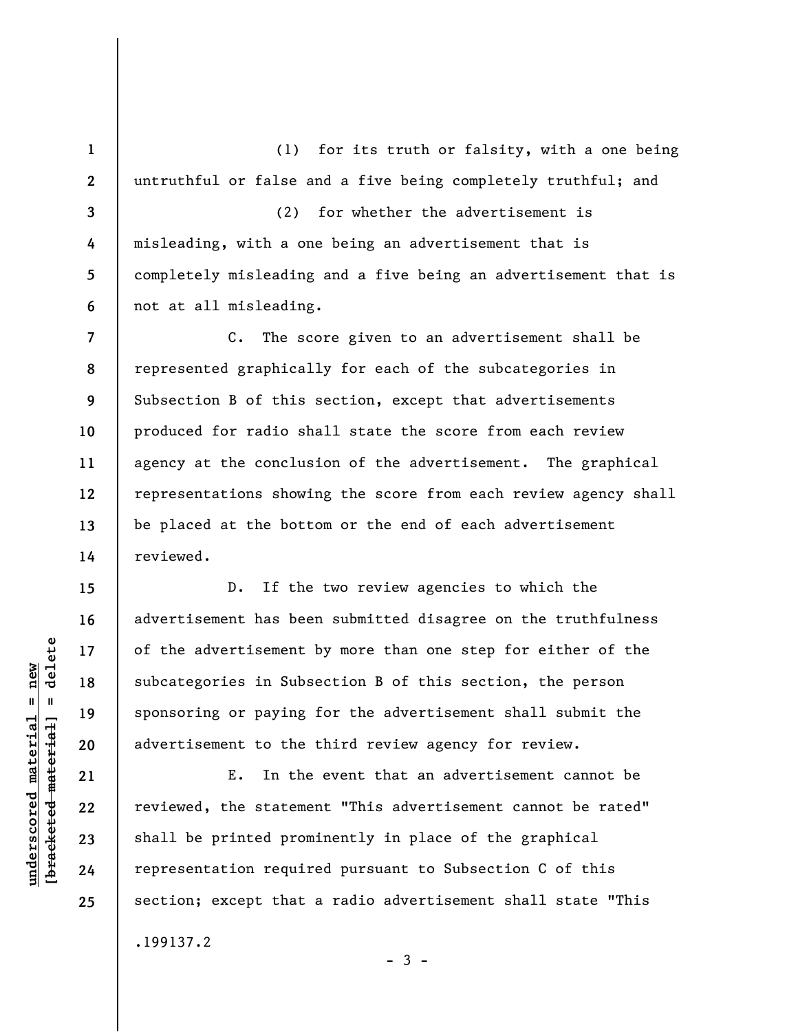(1) for its truth or falsity, with a one being untruthful or false and a five being completely truthful; and

(2) for whether the advertisement is misleading, with a one being an advertisement that is completely misleading and a five being an advertisement that is not at all misleading.

C. The score given to an advertisement shall be represented graphically for each of the subcategories in Subsection B of this section, except that advertisements produced for radio shall state the score from each review agency at the conclusion of the advertisement. The graphical representations showing the score from each review agency shall be placed at the bottom or the end of each advertisement reviewed.

D. If the two review agencies to which the advertisement has been submitted disagree on the truthfulness of the advertisement by more than one step for either of the subcategories in Subsection B of this section, the person sponsoring or paying for the advertisement shall submit the advertisement to the third review agency for review.

E. In the event that an advertisement cannot be reviewed, the statement "This advertisement cannot be rated" shall be printed prominently in place of the graphical representation required pursuant to Subsection C of this section; except that a radio advertisement shall state "This

.199137.2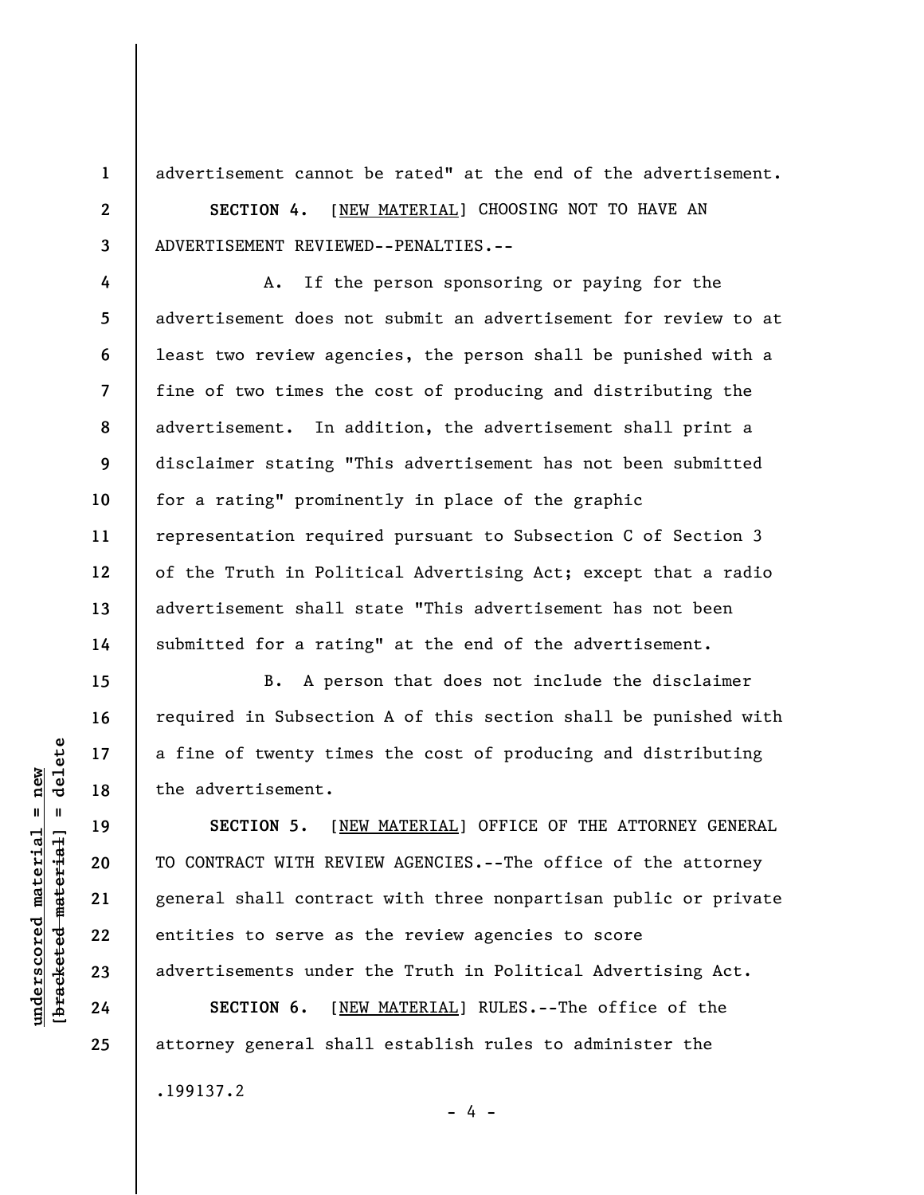advertisement cannot be rated" at the end of the advertisement.

**SECTION 4.** [NEW MATERIAL] CHOOSING NOT TO HAVE AN ADVERTISEMENT REVIEWED--PENALTIES.--

A. If the person sponsoring or paying for the advertisement does not submit an advertisement for review to at least two review agencies, the person shall be punished with a fine of two times the cost of producing and distributing the advertisement. In addition, the advertisement shall print a disclaimer stating "This advertisement has not been submitted for a rating" prominently in place of the graphic representation required pursuant to Subsection C of Section 3 of the Truth in Political Advertising Act; except that a radio advertisement shall state "This advertisement has not been submitted for a rating" at the end of the advertisement.

B. A person that does not include the disclaimer required in Subsection A of this section shall be punished with a fine of twenty times the cost of producing and distributing the advertisement.

**SECTION 5.** [NEW MATERIAL] OFFICE OF THE ATTORNEY GENERAL TO CONTRACT WITH REVIEW AGENCIES.--The office of the attorney general shall contract with three nonpartisan public or private entities to serve as the review agencies to score advertisements under the Truth in Political Advertising Act.

**SECTION 6.** [NEW MATERIAL] RULES.--The office of the attorney general shall establish rules to administer the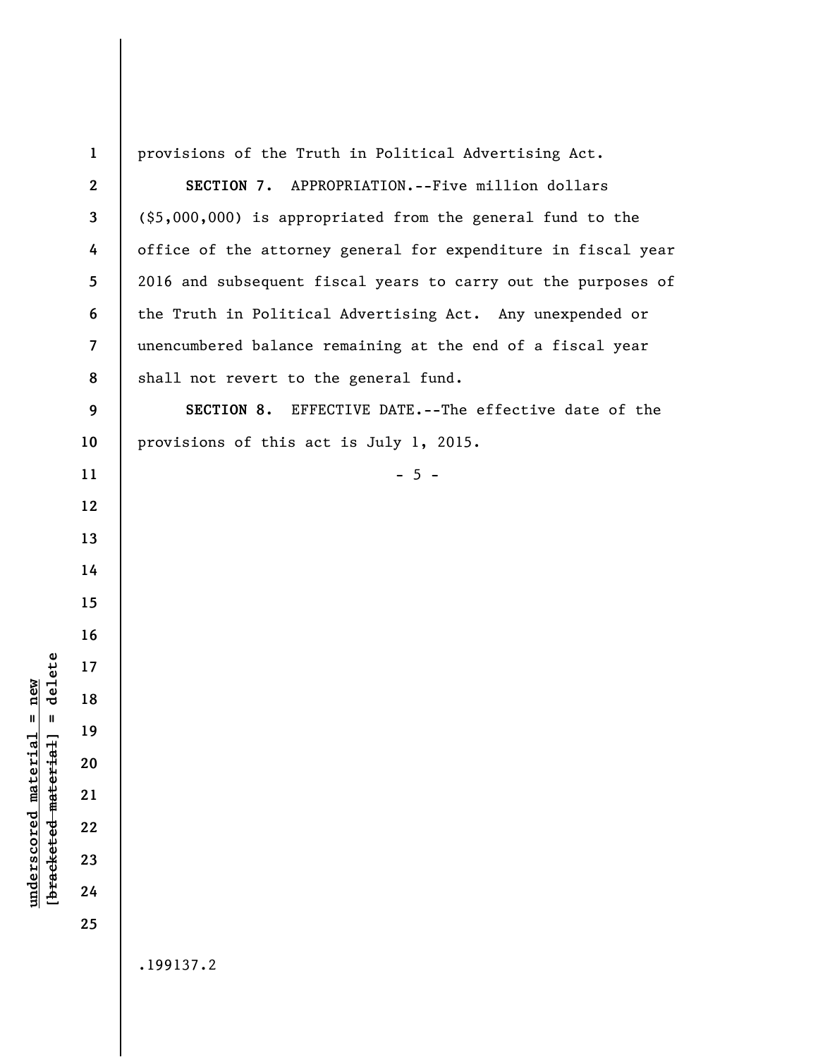provisions of the Truth in Political Advertising Act.

**SECTION 7.** APPROPRIATION.--Five million dollars ($5,000,000) is appropriated from the general fund to the office of the attorney general for expenditure in fiscal year 2016 and subsequent fiscal years to carry out the purposes of the Truth in Political Advertising Act. Any unexpended or unencumbered balance remaining at the end of a fiscal year shall not revert to the general fund.

**SECTION 8.** EFFECTIVE DATE.--The effective date of the provisions of this act is July 1, 2015.